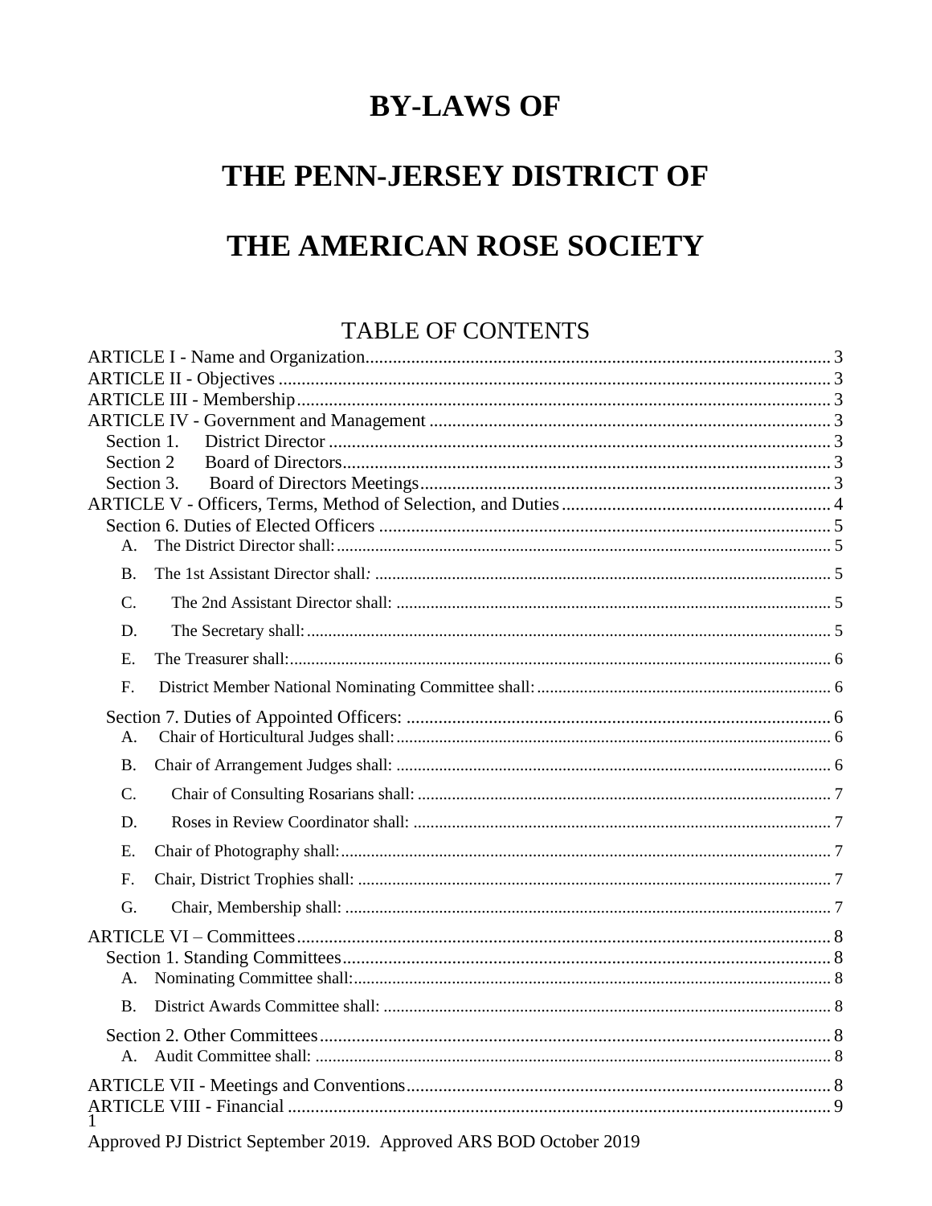# BY-LAWS OF

# THE PENN-JERSEY DISTRICT OF

# THE AMERICAN ROSE SOCIETY

## TABLE OF CONTENTS

ARTICLE I - Name and Organization ..... 3
ARTICLE II - Objectives ..... 3
ARTICLE III - Membership ..... 3
ARTICLE IV - Government and Management ..... 3
- Section 1. District Director ..... 3
- Section 2 Board of Directors ..... 3
- Section 3. Board of Directors Meetings ..... 3

ARTICLE V - Officers, Terms, Method of Selection, and Duties ..... 4
- Section 6. Duties of Elected Officers ..... 5
  - A. The District Director shall: ..... 5
  - B. The 1st Assistant Director shall: ..... 5
  - C. The 2nd Assistant Director shall: ..... 5
  - D. The Secretary shall: ..... 5
  - E. The Treasurer shall: ..... 6
  - F. District Member National Nominating Committee shall: ..... 6
- Section 7. Duties of Appointed Officers: ..... 6
  - A. Chair of Horticultural Judges shall: ..... 6
  - B. Chair of Arrangement Judges shall: ..... 6
  - C. Chair of Consulting Rosarians shall: ..... 7
  - D. Roses in Review Coordinator shall: ..... 7
  - E. Chair of Photography shall: ..... 7
  - F. Chair, District Trophies shall: ..... 7
  - G. Chair, Membership shall: ..... 7

ARTICLE VI – Committees ..... 8
- Section 1. Standing Committees ..... 8
  - A. Nominating Committee shall: ..... 8
  - B. District Awards Committee shall: ..... 8
- Section 2. Other Committees ..... 8
  - A. Audit Committee shall: ..... 8

ARTICLE VII - Meetings and Conventions ..... 8
ARTICLE VIII - Financial ..... 9

Approved PJ District September 2019. Approved ARS BOD October 2019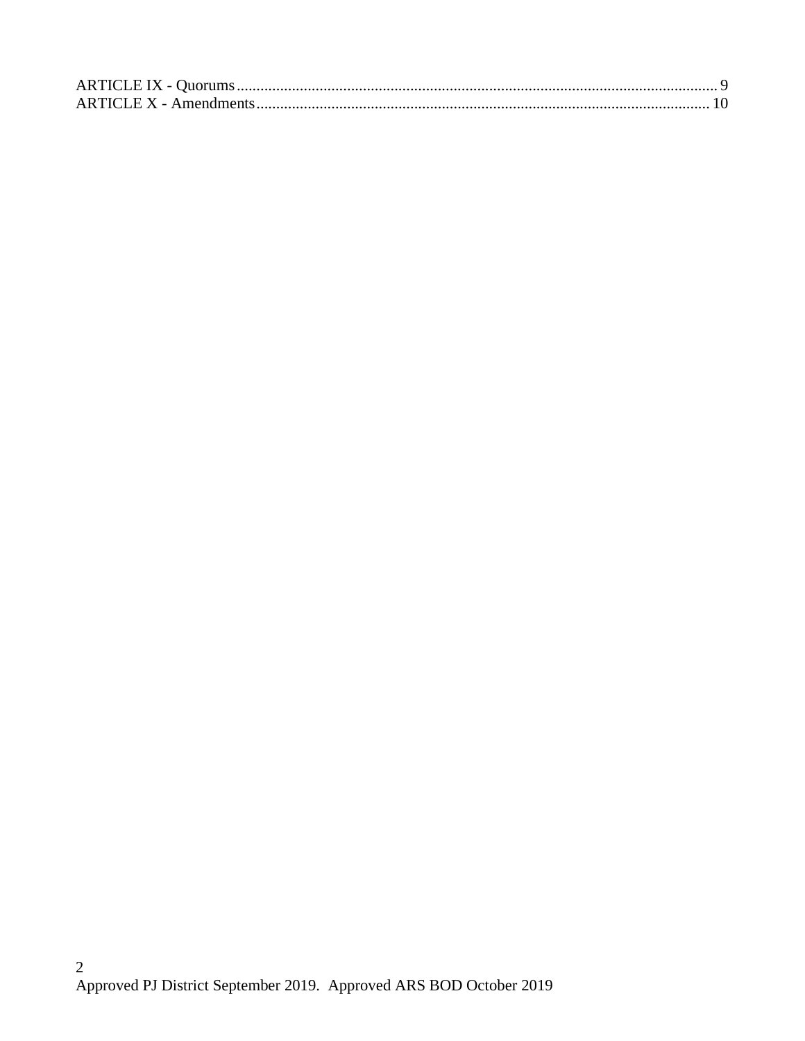ARTICLE IX - Quorums......................................................................................................................... 9
ARTICLE X - Amendments.................................................................................................................. 10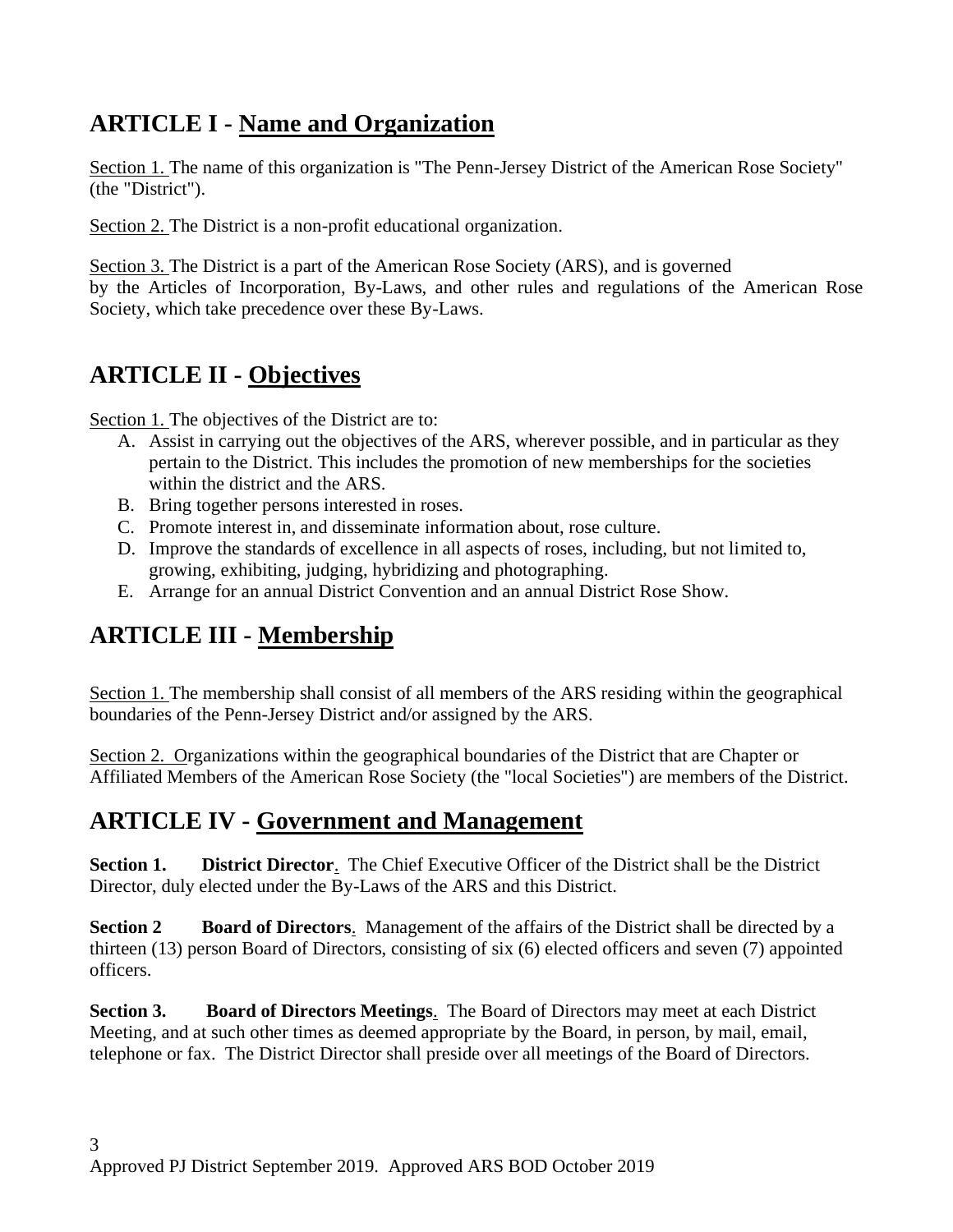## ARTICLE I - Name and Organization

Section 1. The name of this organization is "The Penn-Jersey District of the American Rose Society" (the "District").

Section 2. The District is a non-profit educational organization.

Section 3. The District is a part of the American Rose Society (ARS), and is governed by the Articles of Incorporation, By-Laws, and other rules and regulations of the American Rose Society, which take precedence over these By-Laws.

## ARTICLE II - Objectives

Section 1. The objectives of the District are to:

A. Assist in carrying out the objectives of the ARS, wherever possible, and in particular as they pertain to the District. This includes the promotion of new memberships for the societies within the district and the ARS.
B. Bring together persons interested in roses.
C. Promote interest in, and disseminate information about, rose culture.
D. Improve the standards of excellence in all aspects of roses, including, but not limited to, growing, exhibiting, judging, hybridizing and photographing.
E. Arrange for an annual District Convention and an annual District Rose Show.

## ARTICLE III - Membership

Section 1. The membership shall consist of all members of the ARS residing within the geographical boundaries of the Penn-Jersey District and/or assigned by the ARS.

Section 2. Organizations within the geographical boundaries of the District that are Chapter or Affiliated Members of the American Rose Society (the "local Societies") are members of the District.

## ARTICLE IV - Government and Management

**Section 1. District Director**. The Chief Executive Officer of the District shall be the District Director, duly elected under the By-Laws of the ARS and this District.

**Section 2 Board of Directors**. Management of the affairs of the District shall be directed by a thirteen (13) person Board of Directors, consisting of six (6) elected officers and seven (7) appointed officers.

**Section 3. Board of Directors Meetings**. The Board of Directors may meet at each District Meeting, and at such other times as deemed appropriate by the Board, in person, by mail, email, telephone or fax. The District Director shall preside over all meetings of the Board of Directors.

Approved PJ District September 2019. Approved ARS BOD October 2019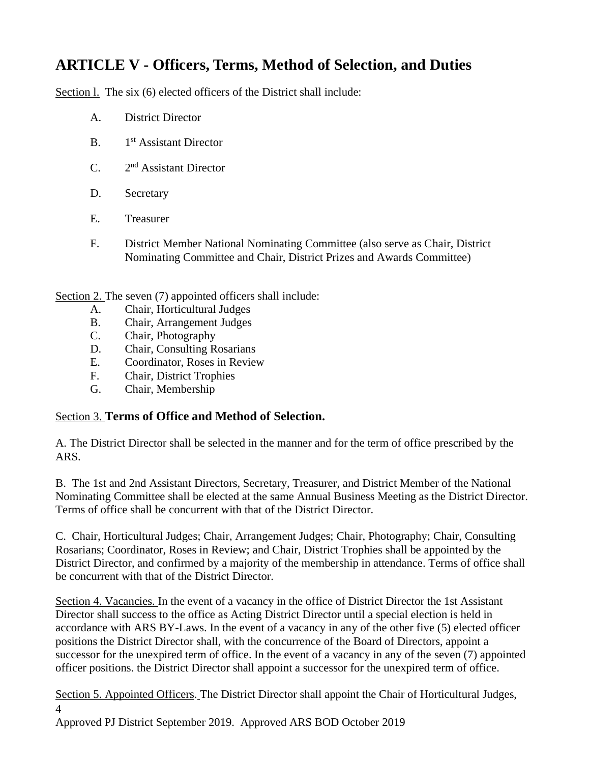## ARTICLE V - Officers, Terms, Method of Selection, and Duties

Section l. The six (6) elected officers of the District shall include:

A. District Director

B. 1st Assistant Director

C. 2nd Assistant Director

D. Secretary

E. Treasurer

F. District Member National Nominating Committee (also serve as Chair, District Nominating Committee and Chair, District Prizes and Awards Committee)

Section 2. The seven (7) appointed officers shall include:

A. Chair, Horticultural Judges
B. Chair, Arrangement Judges
C. Chair, Photography
D. Chair, Consulting Rosarians
E. Coordinator, Roses in Review
F. Chair, District Trophies
G. Chair, Membership

Section 3. **Terms of Office and Method of Selection.**

A. The District Director shall be selected in the manner and for the term of office prescribed by the ARS.

B. The 1st and 2nd Assistant Directors, Secretary, Treasurer, and District Member of the National Nominating Committee shall be elected at the same Annual Business Meeting as the District Director. Terms of office shall be concurrent with that of the District Director.

C. Chair, Horticultural Judges; Chair, Arrangement Judges; Chair, Photography; Chair, Consulting Rosarians; Coordinator, Roses in Review; and Chair, District Trophies shall be appointed by the District Director, and confirmed by a majority of the membership in attendance. Terms of office shall be concurrent with that of the District Director.

Section 4. Vacancies. In the event of a vacancy in the office of District Director the 1st Assistant Director shall success to the office as Acting District Director until a special election is held in accordance with ARS BY-Laws. In the event of a vacancy in any of the other five (5) elected officer positions the District Director shall, with the concurrence of the Board of Directors, appoint a successor for the unexpired term of office. In the event of a vacancy in any of the seven (7) appointed officer positions. the District Director shall appoint a successor for the unexpired term of office.

Section 5. Appointed Officers. The District Director shall appoint the Chair of Horticultural Judges,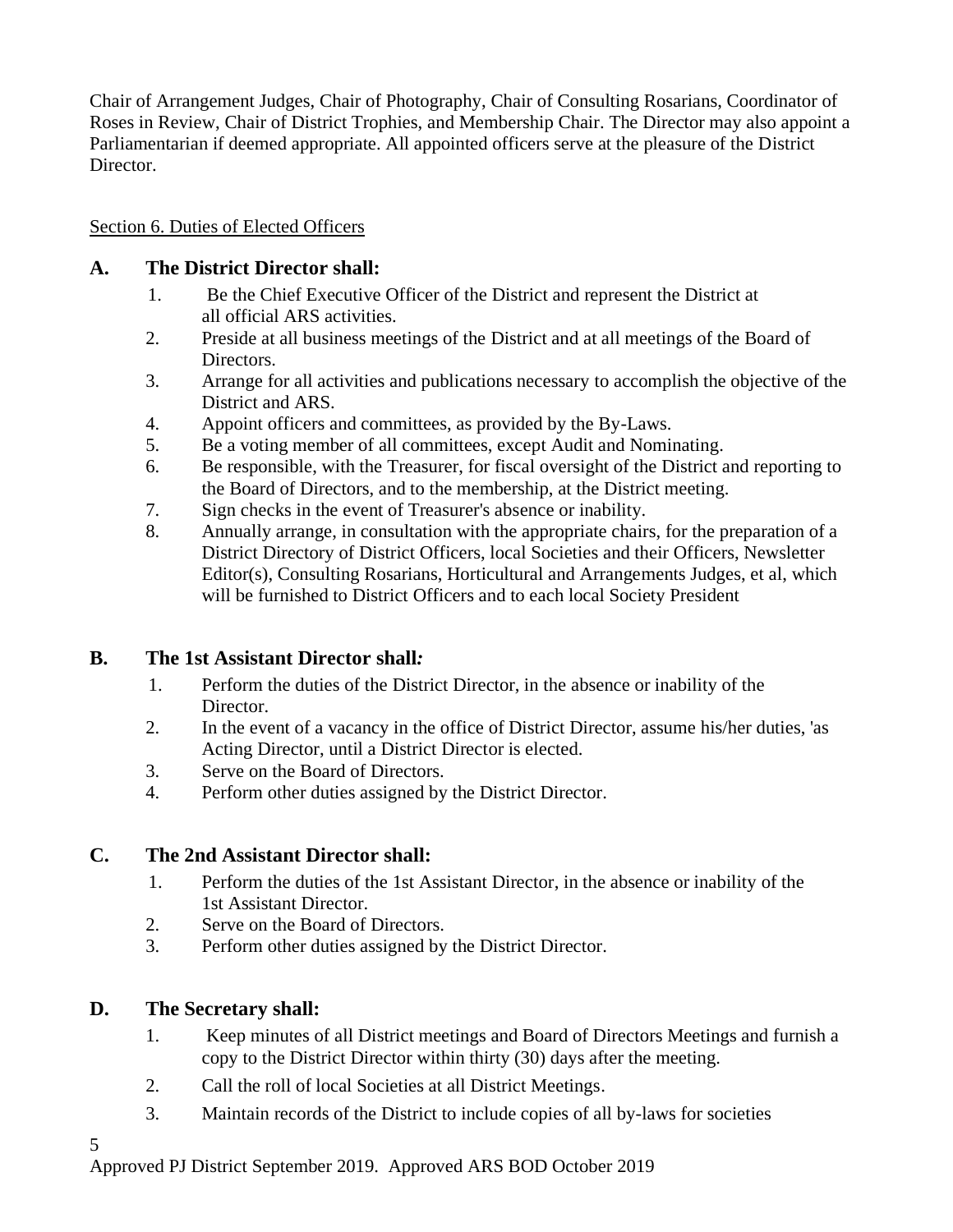Chair of Arrangement Judges, Chair of Photography, Chair of Consulting Rosarians, Coordinator of Roses in Review, Chair of District Trophies, and Membership Chair. The Director may also appoint a Parliamentarian if deemed appropriate. All appointed officers serve at the pleasure of the District Director.

Section 6. Duties of Elected Officers

## A. The District Director shall:

1. Be the Chief Executive Officer of the District and represent the District at all official ARS activities.
2. Preside at all business meetings of the District and at all meetings of the Board of Directors.
3. Arrange for all activities and publications necessary to accomplish the objective of the District and ARS.
4. Appoint officers and committees, as provided by the By-Laws.
5. Be a voting member of all committees, except Audit and Nominating.
6. Be responsible, with the Treasurer, for fiscal oversight of the District and reporting to the Board of Directors, and to the membership, at the District meeting.
7. Sign checks in the event of Treasurer's absence or inability.
8. Annually arrange, in consultation with the appropriate chairs, for the preparation of a District Directory of District Officers, local Societies and their Officers, Newsletter Editor(s), Consulting Rosarians, Horticultural and Arrangements Judges, et al, which will be furnished to District Officers and to each local Society President

## B. The 1st Assistant Director shall*:*

1. Perform the duties of the District Director, in the absence or inability of the Director.
2. In the event of a vacancy in the office of District Director, assume his/her duties, 'as Acting Director, until a District Director is elected.
3. Serve on the Board of Directors.
4. Perform other duties assigned by the District Director.

## C. The 2nd Assistant Director shall:

1. Perform the duties of the 1st Assistant Director, in the absence or inability of the 1st Assistant Director.
2. Serve on the Board of Directors.
3. Perform other duties assigned by the District Director.

## D. The Secretary shall:

1. Keep minutes of all District meetings and Board of Directors Meetings and furnish a copy to the District Director within thirty (30) days after the meeting.
2. Call the roll of local Societies at all District Meetings.
3. Maintain records of the District to include copies of all by-laws for societies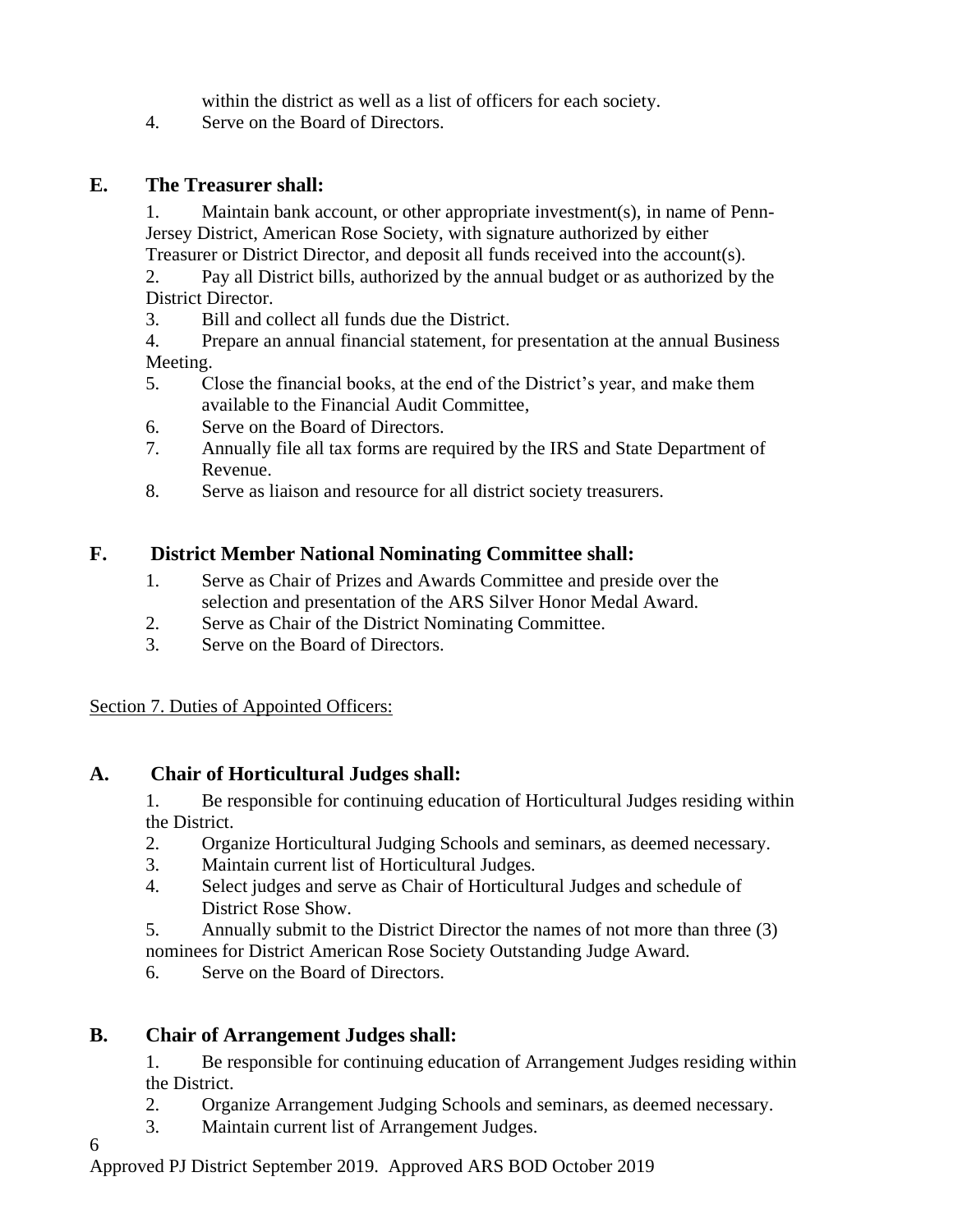within the district as well as a list of officers for each society.

4. Serve on the Board of Directors.

## E. The Treasurer shall:

1. Maintain bank account, or other appropriate investment(s), in name of Penn-Jersey District, American Rose Society, with signature authorized by either Treasurer or District Director, and deposit all funds received into the account(s).
2. Pay all District bills, authorized by the annual budget or as authorized by the District Director.
3. Bill and collect all funds due the District.
4. Prepare an annual financial statement, for presentation at the annual Business Meeting.
5. Close the financial books, at the end of the District's year, and make them available to the Financial Audit Committee,
6. Serve on the Board of Directors.
7. Annually file all tax forms are required by the IRS and State Department of Revenue.
8. Serve as liaison and resource for all district society treasurers.

## F. District Member National Nominating Committee shall:

1. Serve as Chair of Prizes and Awards Committee and preside over the selection and presentation of the ARS Silver Honor Medal Award.
2. Serve as Chair of the District Nominating Committee.
3. Serve on the Board of Directors.

<u>Section 7. Duties of Appointed Officers:</u>

## A. Chair of Horticultural Judges shall:

1. Be responsible for continuing education of Horticultural Judges residing within the District.
2. Organize Horticultural Judging Schools and seminars, as deemed necessary.
3. Maintain current list of Horticultural Judges.
4. Select judges and serve as Chair of Horticultural Judges and schedule of District Rose Show.
5. Annually submit to the District Director the names of not more than three (3) nominees for District American Rose Society Outstanding Judge Award.
6. Serve on the Board of Directors.

## B. Chair of Arrangement Judges shall:

1. Be responsible for continuing education of Arrangement Judges residing within the District.
2. Organize Arrangement Judging Schools and seminars, as deemed necessary.
3. Maintain current list of Arrangement Judges.

Approved PJ District September 2019. Approved ARS BOD October 2019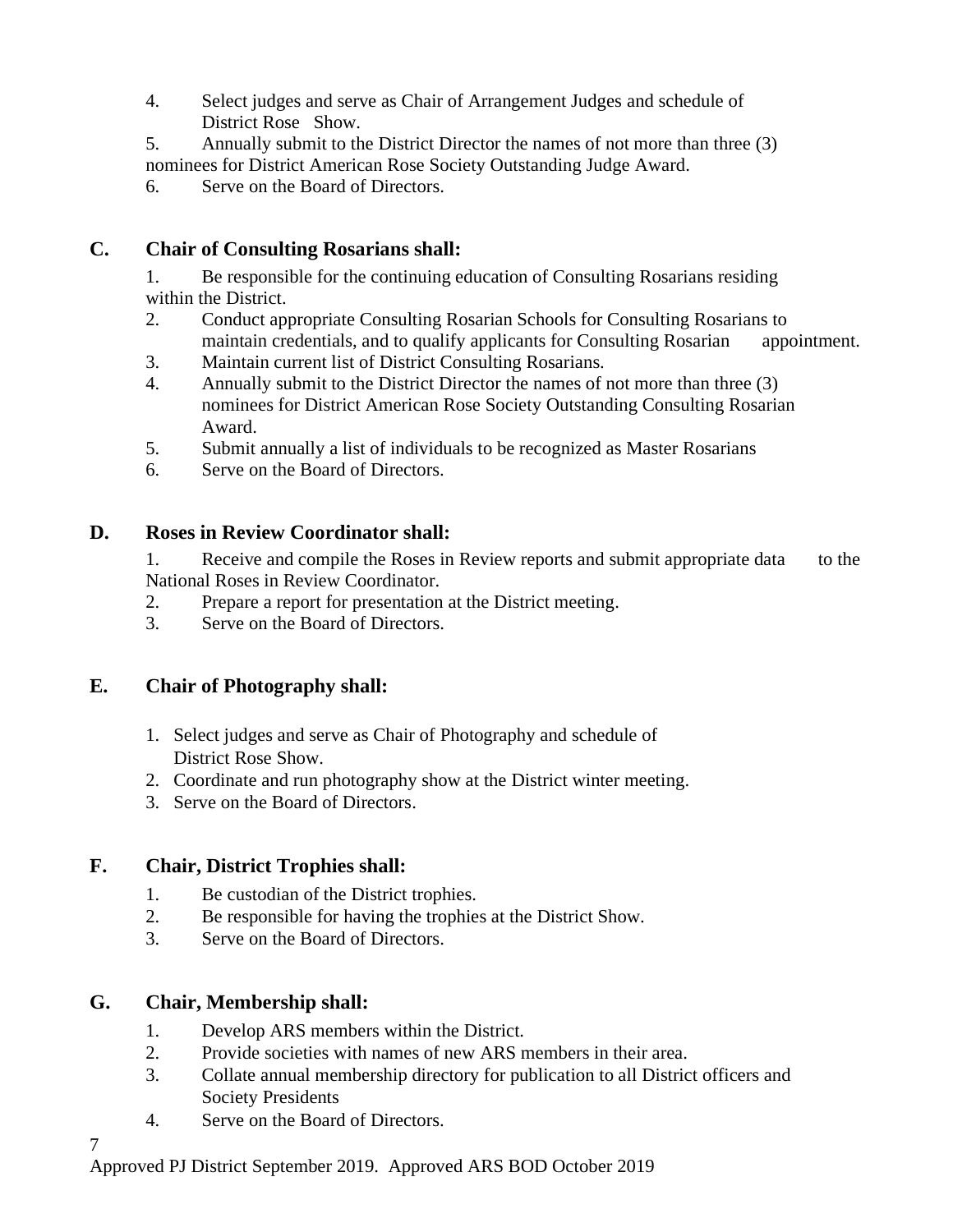4. Select judges and serve as Chair of Arrangement Judges and schedule of District Rose Show.
5. Annually submit to the District Director the names of not more than three (3) nominees for District American Rose Society Outstanding Judge Award.
6. Serve on the Board of Directors.

**C. Chair of Consulting Rosarians shall:**

1. Be responsible for the continuing education of Consulting Rosarians residing within the District.
2. Conduct appropriate Consulting Rosarian Schools for Consulting Rosarians to maintain credentials, and to qualify applicants for Consulting Rosarian appointment.
3. Maintain current list of District Consulting Rosarians.
4. Annually submit to the District Director the names of not more than three (3) nominees for District American Rose Society Outstanding Consulting Rosarian Award.
5. Submit annually a list of individuals to be recognized as Master Rosarians
6. Serve on the Board of Directors.

**D. Roses in Review Coordinator shall:**

1. Receive and compile the Roses in Review reports and submit appropriate data to the National Roses in Review Coordinator.
2. Prepare a report for presentation at the District meeting.
3. Serve on the Board of Directors.

**E. Chair of Photography shall:**

1. Select judges and serve as Chair of Photography and schedule of District Rose Show.
2. Coordinate and run photography show at the District winter meeting.
3. Serve on the Board of Directors.

**F. Chair, District Trophies shall:**

1. Be custodian of the District trophies.
2. Be responsible for having the trophies at the District Show.
3. Serve on the Board of Directors.

**G. Chair, Membership shall:**

1. Develop ARS members within the District.
2. Provide societies with names of new ARS members in their area.
3. Collate annual membership directory for publication to all District officers and Society Presidents
4. Serve on the Board of Directors.

Approved PJ District September 2019. Approved ARS BOD October 2019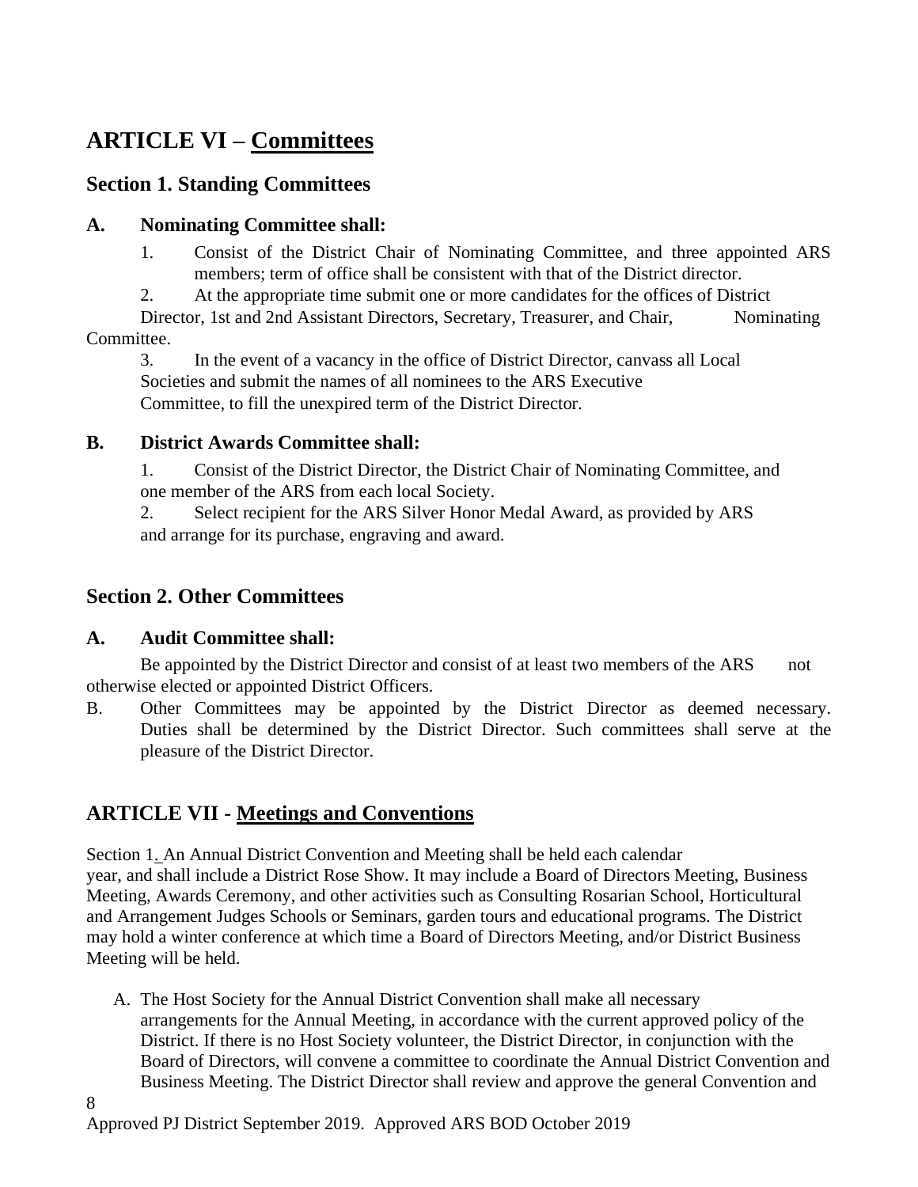## ARTICLE VI – Committees

### Section 1. Standing Committees

#### A. Nominating Committee shall:

1. Consist of the District Chair of Nominating Committee, and three appointed ARS members; term of office shall be consistent with that of the District director.
2. At the appropriate time submit one or more candidates for the offices of District Director, 1st and 2nd Assistant Directors, Secretary, Treasurer, and Chair, Nominating Committee.
3. In the event of a vacancy in the office of District Director, canvass all Local Societies and submit the names of all nominees to the ARS Executive Committee, to fill the unexpired term of the District Director.

#### B. District Awards Committee shall:

1. Consist of the District Director, the District Chair of Nominating Committee, and one member of the ARS from each local Society.
2. Select recipient for the ARS Silver Honor Medal Award, as provided by ARS and arrange for its purchase, engraving and award.

### Section 2. Other Committees

#### A. Audit Committee shall:

Be appointed by the District Director and consist of at least two members of the ARS not otherwise elected or appointed District Officers.

B. Other Committees may be appointed by the District Director as deemed necessary. Duties shall be determined by the District Director. Such committees shall serve at the pleasure of the District Director.

## ARTICLE VII - Meetings and Conventions

Section 1. An Annual District Convention and Meeting shall be held each calendar year, and shall include a District Rose Show. It may include a Board of Directors Meeting, Business Meeting, Awards Ceremony, and other activities such as Consulting Rosarian School, Horticultural and Arrangement Judges Schools or Seminars, garden tours and educational programs. The District may hold a winter conference at which time a Board of Directors Meeting, and/or District Business Meeting will be held.

A. The Host Society for the Annual District Convention shall make all necessary arrangements for the Annual Meeting, in accordance with the current approved policy of the District. If there is no Host Society volunteer, the District Director, in conjunction with the Board of Directors, will convene a committee to coordinate the Annual District Convention and Business Meeting. The District Director shall review and approve the general Convention and

Approved PJ District September 2019. Approved ARS BOD October 2019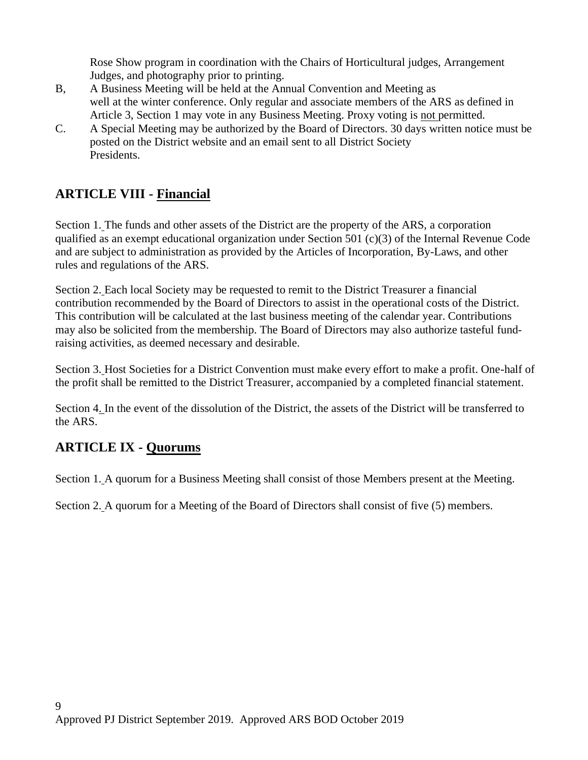Rose Show program in coordination with the Chairs of Horticultural judges, Arrangement Judges, and photography prior to printing.

B, A Business Meeting will be held at the Annual Convention and Meeting as well at the winter conference. Only regular and associate members of the ARS as defined in Article 3, Section 1 may vote in any Business Meeting. Proxy voting is not permitted.

C. A Special Meeting may be authorized by the Board of Directors. 30 days written notice must be posted on the District website and an email sent to all District Society Presidents.

## ARTICLE VIII - Financial

Section 1. The funds and other assets of the District are the property of the ARS, a corporation qualified as an exempt educational organization under Section 501 (c)(3) of the Internal Revenue Code and are subject to administration as provided by the Articles of Incorporation, By-Laws, and other rules and regulations of the ARS.

Section 2. Each local Society may be requested to remit to the District Treasurer a financial contribution recommended by the Board of Directors to assist in the operational costs of the District. This contribution will be calculated at the last business meeting of the calendar year. Contributions may also be solicited from the membership. The Board of Directors may also authorize tasteful fund-raising activities, as deemed necessary and desirable.

Section 3. Host Societies for a District Convention must make every effort to make a profit. One-half of the profit shall be remitted to the District Treasurer, accompanied by a completed financial statement.

Section 4. In the event of the dissolution of the District, the assets of the District will be transferred to the ARS.

## ARTICLE IX - Quorums

Section 1. A quorum for a Business Meeting shall consist of those Members present at the Meeting.

Section 2. A quorum for a Meeting of the Board of Directors shall consist of five (5) members.

Approved PJ District September 2019. Approved ARS BOD October 2019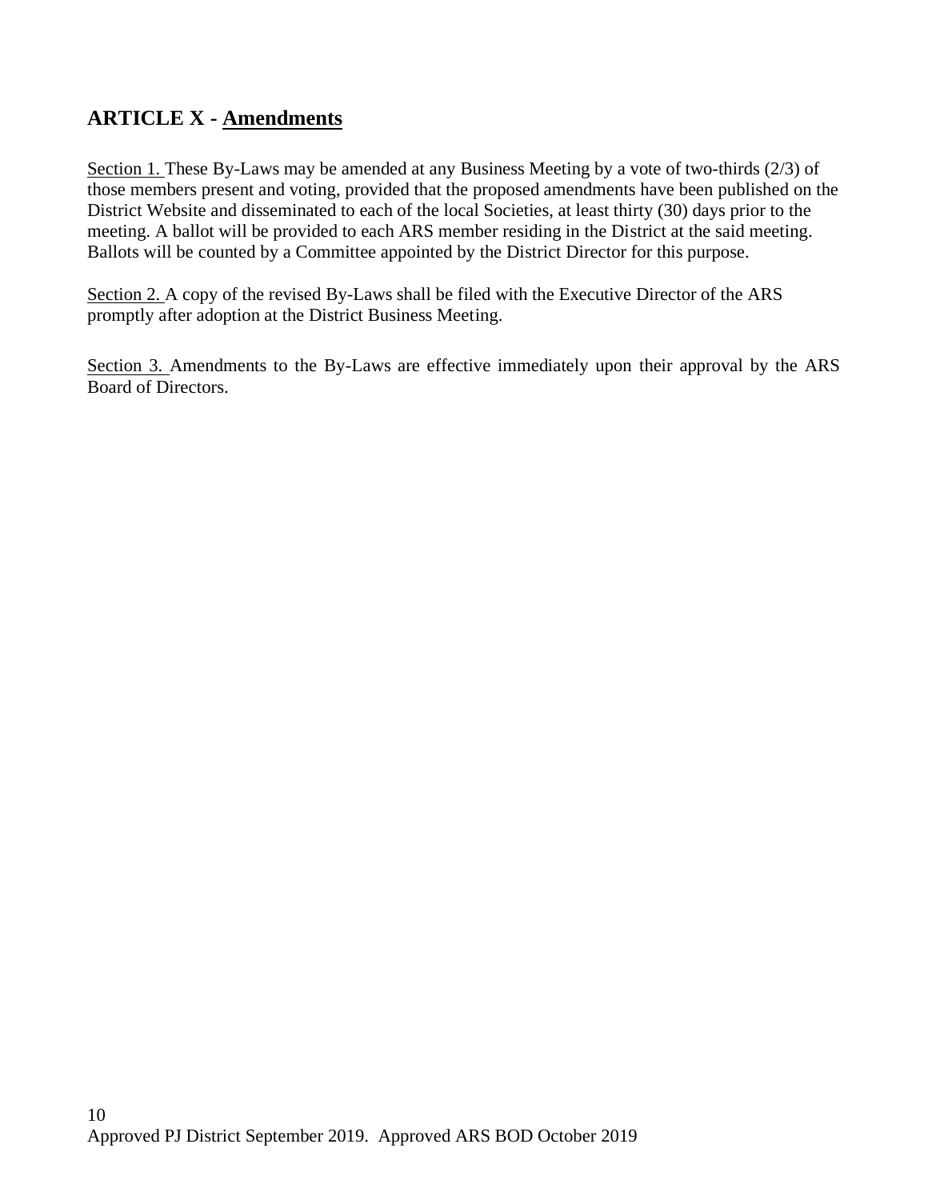## ARTICLE X - Amendments

Section 1. These By-Laws may be amended at any Business Meeting by a vote of two-thirds (2/3) of those members present and voting, provided that the proposed amendments have been published on the District Website and disseminated to each of the local Societies, at least thirty (30) days prior to the meeting. A ballot will be provided to each ARS member residing in the District at the said meeting. Ballots will be counted by a Committee appointed by the District Director for this purpose.

Section 2. A copy of the revised By-Laws shall be filed with the Executive Director of the ARS promptly after adoption at the District Business Meeting.

Section 3. Amendments to the By-Laws are effective immediately upon their approval by the ARS Board of Directors.